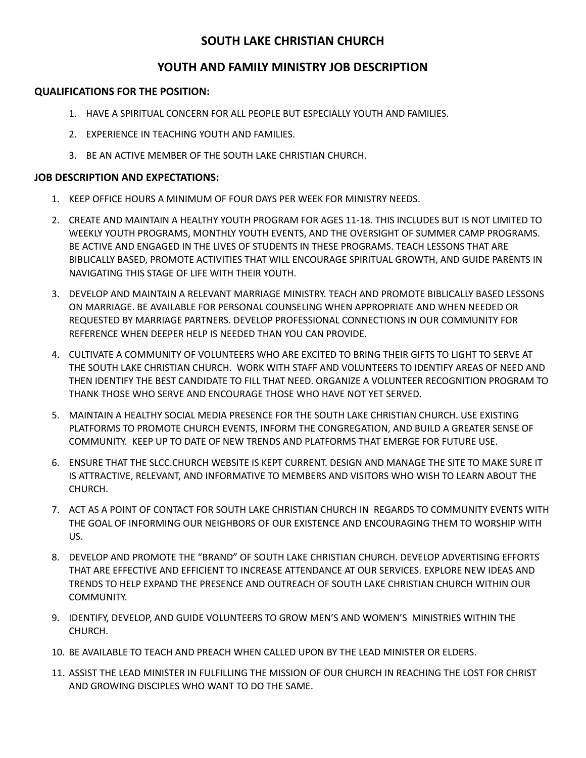# SOUTH LAKE CHRISTIAN CHURCH

## YOUTH AND FAMILY MINISTRY JOB DESCRIPTION

**QUALIFICATIONS FOR THE POSITION:**

1. HAVE A SPIRITUAL CONCERN FOR ALL PEOPLE BUT ESPECIALLY YOUTH AND FAMILIES.
2. EXPERIENCE IN TEACHING YOUTH AND FAMILIES.
3. BE AN ACTIVE MEMBER OF THE SOUTH LAKE CHRISTIAN CHURCH.

**JOB DESCRIPTION AND EXPECTATIONS:**

1. KEEP OFFICE HOURS A MINIMUM OF FOUR DAYS PER WEEK FOR MINISTRY NEEDS.
2. CREATE AND MAINTAIN A HEALTHY YOUTH PROGRAM FOR AGES 11-18. THIS INCLUDES BUT IS NOT LIMITED TO WEEKLY YOUTH PROGRAMS, MONTHLY YOUTH EVENTS, AND THE OVERSIGHT OF SUMMER CAMP PROGRAMS. BE ACTIVE AND ENGAGED IN THE LIVES OF STUDENTS IN THESE PROGRAMS. TEACH LESSONS THAT ARE BIBLICALLY BASED, PROMOTE ACTIVITIES THAT WILL ENCOURAGE SPIRITUAL GROWTH, AND GUIDE PARENTS IN NAVIGATING THIS STAGE OF LIFE WITH THEIR YOUTH.
3. DEVELOP AND MAINTAIN A RELEVANT MARRIAGE MINISTRY. TEACH AND PROMOTE BIBLICALLY BASED LESSONS ON MARRIAGE. BE AVAILABLE FOR PERSONAL COUNSELING WHEN APPROPRIATE AND WHEN NEEDED OR REQUESTED BY MARRIAGE PARTNERS. DEVELOP PROFESSIONAL CONNECTIONS IN OUR COMMUNITY FOR REFERENCE WHEN DEEPER HELP IS NEEDED THAN YOU CAN PROVIDE.
4. CULTIVATE A COMMUNITY OF VOLUNTEERS WHO ARE EXCITED TO BRING THEIR GIFTS TO LIGHT TO SERVE AT THE SOUTH LAKE CHRISTIAN CHURCH. WORK WITH STAFF AND VOLUNTEERS TO IDENTIFY AREAS OF NEED AND THEN IDENTIFY THE BEST CANDIDATE TO FILL THAT NEED. ORGANIZE A VOLUNTEER RECOGNITION PROGRAM TO THANK THOSE WHO SERVE AND ENCOURAGE THOSE WHO HAVE NOT YET SERVED.
5. MAINTAIN A HEALTHY SOCIAL MEDIA PRESENCE FOR THE SOUTH LAKE CHRISTIAN CHURCH. USE EXISTING PLATFORMS TO PROMOTE CHURCH EVENTS, INFORM THE CONGREGATION, AND BUILD A GREATER SENSE OF COMMUNITY. KEEP UP TO DATE OF NEW TRENDS AND PLATFORMS THAT EMERGE FOR FUTURE USE.
6. ENSURE THAT THE SLCC.CHURCH WEBSITE IS KEPT CURRENT. DESIGN AND MANAGE THE SITE TO MAKE SURE IT IS ATTRACTIVE, RELEVANT, AND INFORMATIVE TO MEMBERS AND VISITORS WHO WISH TO LEARN ABOUT THE CHURCH.
7. ACT AS A POINT OF CONTACT FOR SOUTH LAKE CHRISTIAN CHURCH IN REGARDS TO COMMUNITY EVENTS WITH THE GOAL OF INFORMING OUR NEIGHBORS OF OUR EXISTENCE AND ENCOURAGING THEM TO WORSHIP WITH US.
8. DEVELOP AND PROMOTE THE "BRAND" OF SOUTH LAKE CHRISTIAN CHURCH. DEVELOP ADVERTISING EFFORTS THAT ARE EFFECTIVE AND EFFICIENT TO INCREASE ATTENDANCE AT OUR SERVICES. EXPLORE NEW IDEAS AND TRENDS TO HELP EXPAND THE PRESENCE AND OUTREACH OF SOUTH LAKE CHRISTIAN CHURCH WITHIN OUR COMMUNITY.
9. IDENTIFY, DEVELOP, AND GUIDE VOLUNTEERS TO GROW MEN'S AND WOMEN'S MINISTRIES WITHIN THE CHURCH.
10. BE AVAILABLE TO TEACH AND PREACH WHEN CALLED UPON BY THE LEAD MINISTER OR ELDERS.
11. ASSIST THE LEAD MINISTER IN FULFILLING THE MISSION OF OUR CHURCH IN REACHING THE LOST FOR CHRIST AND GROWING DISCIPLES WHO WANT TO DO THE SAME.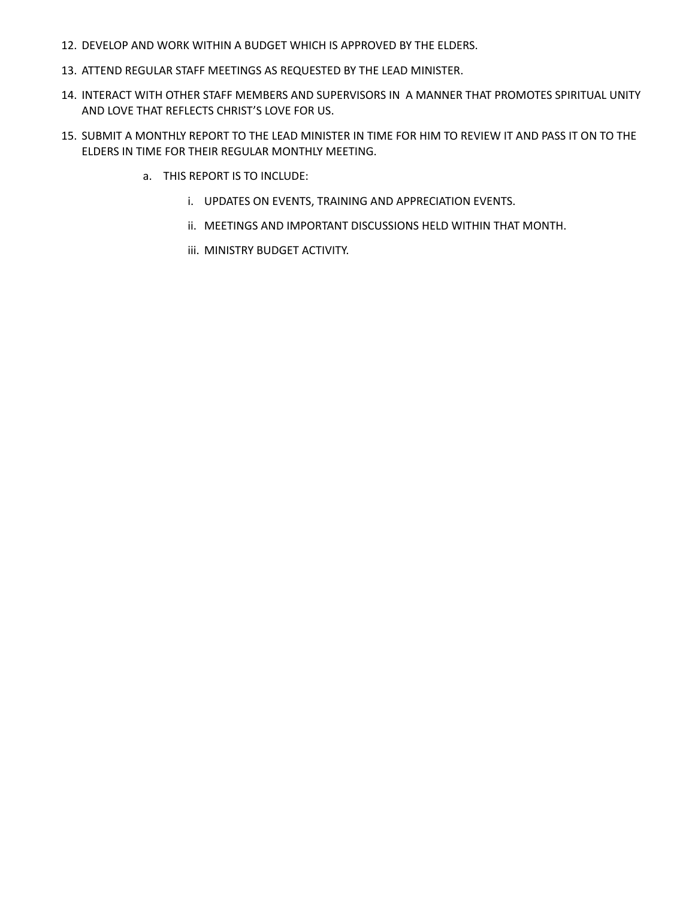12. DEVELOP AND WORK WITHIN A BUDGET WHICH IS APPROVED BY THE ELDERS.

13. ATTEND REGULAR STAFF MEETINGS AS REQUESTED BY THE LEAD MINISTER.

14. INTERACT WITH OTHER STAFF MEMBERS AND SUPERVISORS IN A MANNER THAT PROMOTES SPIRITUAL UNITY AND LOVE THAT REFLECTS CHRIST'S LOVE FOR US.

15. SUBMIT A MONTHLY REPORT TO THE LEAD MINISTER IN TIME FOR HIM TO REVIEW IT AND PASS IT ON TO THE ELDERS IN TIME FOR THEIR REGULAR MONTHLY MEETING.

    a. THIS REPORT IS TO INCLUDE:

        i. UPDATES ON EVENTS, TRAINING AND APPRECIATION EVENTS.

        ii. MEETINGS AND IMPORTANT DISCUSSIONS HELD WITHIN THAT MONTH.

        iii. MINISTRY BUDGET ACTIVITY.